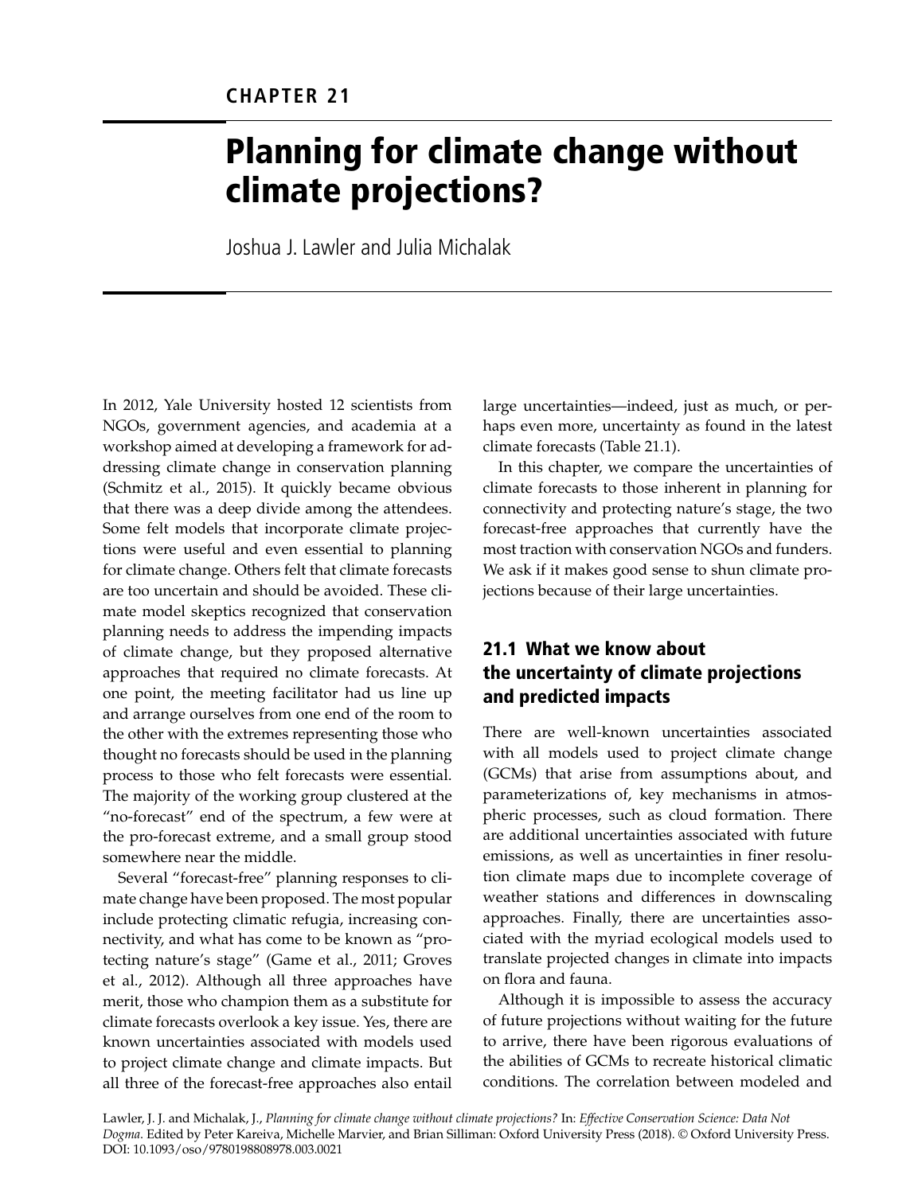CHAPTER 21

# Planning for climate change without climate projections?

Joshua J. Lawler and Julia Michalak

In 2012, Yale University hosted 12 scientists from NGOs, government agencies, and academia at a workshop aimed at developing a framework for addressing climate change in conservation planning (Schmitz et al., 2015). It quickly became obvious that there was a deep divide among the attendees. Some felt models that incorporate climate projections were useful and even essential to planning for climate change. Others felt that climate forecasts are too uncertain and should be avoided. These climate model skeptics recognized that conservation planning needs to address the impending impacts of climate change, but they proposed alternative approaches that required no climate forecasts. At one point, the meeting facilitator had us line up and arrange ourselves from one end of the room to the other with the extremes representing those who thought no forecasts should be used in the planning process to those who felt forecasts were essential. The majority of the working group clustered at the "no-forecast" end of the spectrum, a few were at the pro-forecast extreme, and a small group stood somewhere near the middle.

Several "forecast-free" planning responses to climate change have been proposed. The most popular include protecting climatic refugia, increasing connectivity, and what has come to be known as "protecting nature's stage" (Game et al., 2011; Groves et al., 2012). Although all three approaches have merit, those who champion them as a substitute for climate forecasts overlook a key issue. Yes, there are known uncertainties associated with models used to project climate change and climate impacts. But all three of the forecast-free approaches also entail large uncertainties—indeed, just as much, or perhaps even more, uncertainty as found in the latest climate forecasts (Table 21.1).

In this chapter, we compare the uncertainties of climate forecasts to those inherent in planning for connectivity and protecting nature's stage, the two forecast-free approaches that currently have the most traction with conservation NGOs and funders. We ask if it makes good sense to shun climate projections because of their large uncertainties.

## 21.1 What we know about the uncertainty of climate projections and predicted impacts

There are well-known uncertainties associated with all models used to project climate change (GCMs) that arise from assumptions about, and parameterizations of, key mechanisms in atmospheric processes, such as cloud formation. There are additional uncertainties associated with future emissions, as well as uncertainties in finer resolution climate maps due to incomplete coverage of weather stations and differences in downscaling approaches. Finally, there are uncertainties associated with the myriad ecological models used to translate projected changes in climate into impacts on flora and fauna.

Although it is impossible to assess the accuracy of future projections without waiting for the future to arrive, there have been rigorous evaluations of the abilities of GCMs to recreate historical climatic conditions. The correlation between modeled and

Lawler, J. J. and Michalak, J., *Planning for climate change without climate projections?* In: *Effective Conservation Science: Data Not Dogma*. Edited by Peter Kareiva, Michelle Marvier, and Brian Silliman: Oxford University Press (2018). © Oxford University Press. DOI: 10.1093/oso/9780198808978.003.0021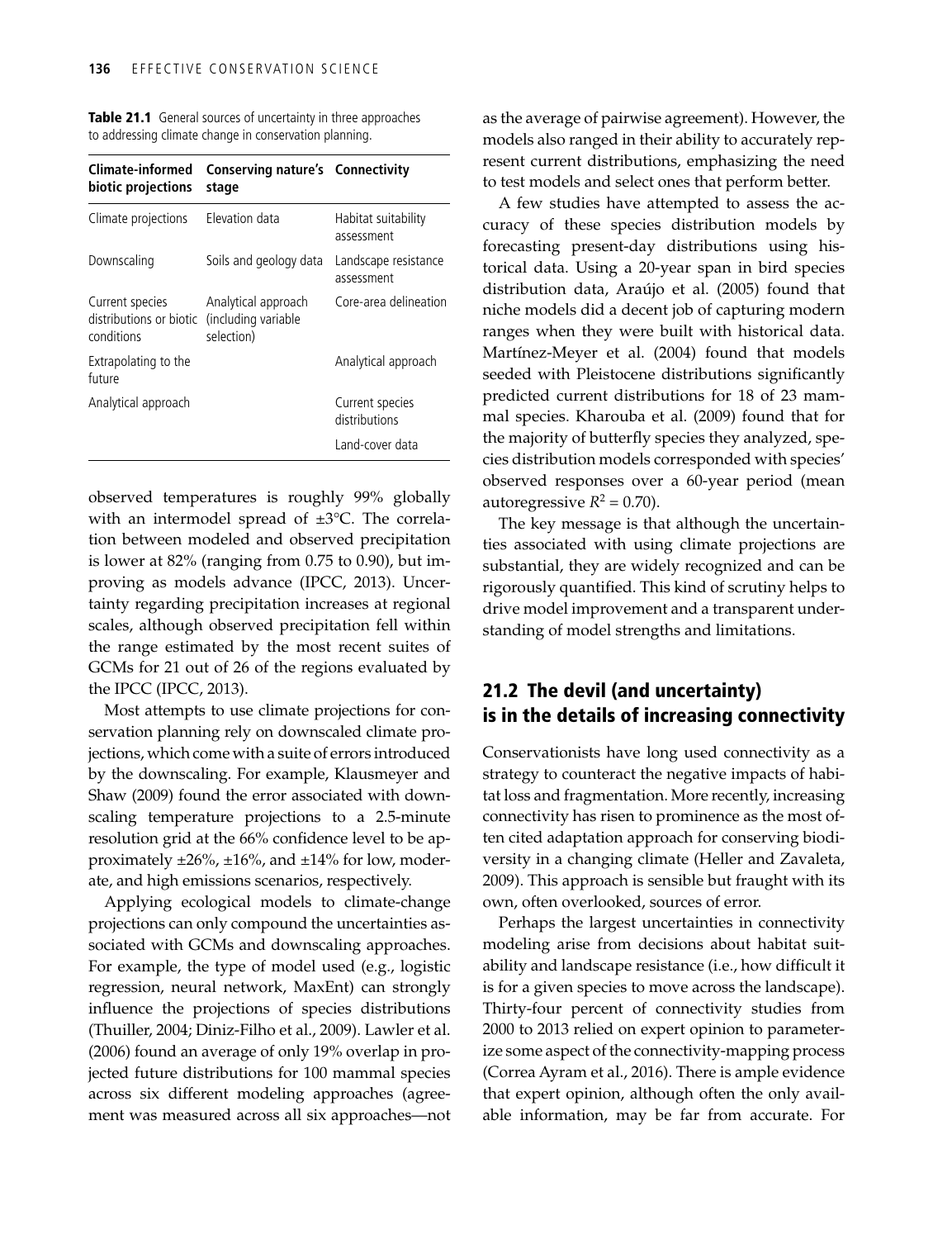**Table 21.1** General sources of uncertainty in three approaches to addressing climate change in conservation planning.

| Climate-informed biotic projections | Conserving nature's stage | Connectivity |
|---|---|---|
| Climate projections | Elevation data | Habitat suitability assessment |
| Downscaling | Soils and geology data | Landscape resistance assessment |
| Current species distributions or biotic conditions | Analytical approach (including variable selection) | Core-area delineation |
| Extrapolating to the future | | Analytical approach |
| Analytical approach | | Current species distributions |
| | | Land-cover data |

observed temperatures is roughly 99% globally with an intermodel spread of ±3°C. The correlation between modeled and observed precipitation is lower at 82% (ranging from 0.75 to 0.90), but improving as models advance (IPCC, 2013). Uncertainty regarding precipitation increases at regional scales, although observed precipitation fell within the range estimated by the most recent suites of GCMs for 21 out of 26 of the regions evaluated by the IPCC (IPCC, 2013).

Most attempts to use climate projections for conservation planning rely on downscaled climate projections, which come with a suite of errors introduced by the downscaling. For example, Klausmeyer and Shaw (2009) found the error associated with downscaling temperature projections to a 2.5-minute resolution grid at the 66% confidence level to be approximately ±26%, ±16%, and ±14% for low, moderate, and high emissions scenarios, respectively.

Applying ecological models to climate-change projections can only compound the uncertainties associated with GCMs and downscaling approaches. For example, the type of model used (e.g., logistic regression, neural network, MaxEnt) can strongly influence the projections of species distributions (Thuiller, 2004; Diniz-Filho et al., 2009). Lawler et al. (2006) found an average of only 19% overlap in projected future distributions for 100 mammal species across six different modeling approaches (agreement was measured across all six approaches—not as the average of pairwise agreement). However, the models also ranged in their ability to accurately represent current distributions, emphasizing the need to test models and select ones that perform better.

A few studies have attempted to assess the accuracy of these species distribution models by forecasting present-day distributions using historical data. Using a 20-year span in bird species distribution data, Araújo et al. (2005) found that niche models did a decent job of capturing modern ranges when they were built with historical data. Martínez-Meyer et al. (2004) found that models seeded with Pleistocene distributions significantly predicted current distributions for 18 of 23 mammal species. Kharouba et al. (2009) found that for the majority of butterfly species they analyzed, species distribution models corresponded with species' observed responses over a 60-year period (mean autoregressive $R^2 = 0.70$).

The key message is that although the uncertainties associated with using climate projections are substantial, they are widely recognized and can be rigorously quantified. This kind of scrutiny helps to drive model improvement and a transparent understanding of model strengths and limitations.

## 21.2 The devil (and uncertainty) is in the details of increasing connectivity

Conservationists have long used connectivity as a strategy to counteract the negative impacts of habitat loss and fragmentation. More recently, increasing connectivity has risen to prominence as the most often cited adaptation approach for conserving biodiversity in a changing climate (Heller and Zavaleta, 2009). This approach is sensible but fraught with its own, often overlooked, sources of error.

Perhaps the largest uncertainties in connectivity modeling arise from decisions about habitat suitability and landscape resistance (i.e., how difficult it is for a given species to move across the landscape). Thirty-four percent of connectivity studies from 2000 to 2013 relied on expert opinion to parameterize some aspect of the connectivity-mapping process (Correa Ayram et al., 2016). There is ample evidence that expert opinion, although often the only available information, may be far from accurate. For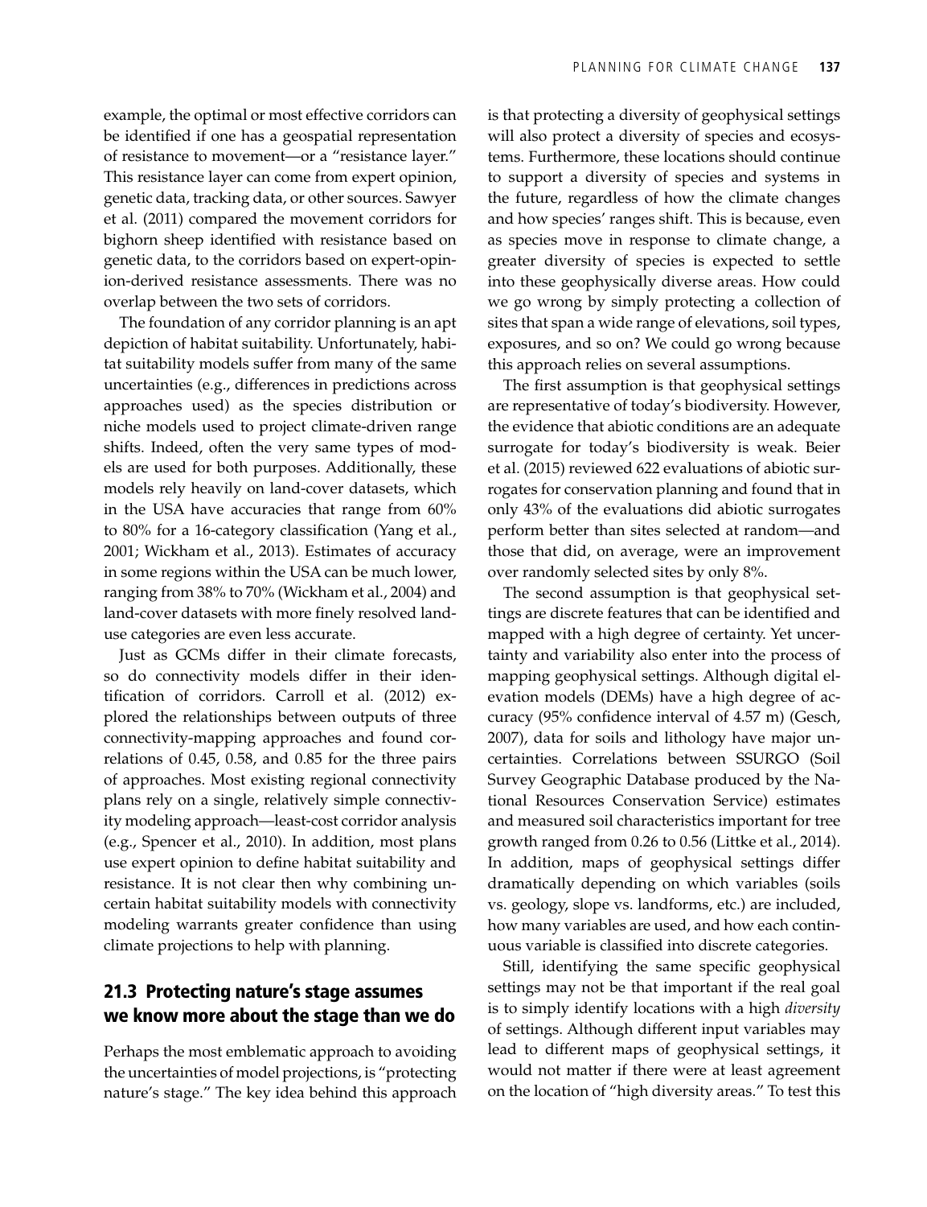example, the optimal or most effective corridors can be identified if one has a geospatial representation of resistance to movement—or a "resistance layer." This resistance layer can come from expert opinion, genetic data, tracking data, or other sources. Sawyer et al. (2011) compared the movement corridors for bighorn sheep identified with resistance based on genetic data, to the corridors based on expert-opinion-derived resistance assessments. There was no overlap between the two sets of corridors.

The foundation of any corridor planning is an apt depiction of habitat suitability. Unfortunately, habitat suitability models suffer from many of the same uncertainties (e.g., differences in predictions across approaches used) as the species distribution or niche models used to project climate-driven range shifts. Indeed, often the very same types of models are used for both purposes. Additionally, these models rely heavily on land-cover datasets, which in the USA have accuracies that range from 60% to 80% for a 16-category classification (Yang et al., 2001; Wickham et al., 2013). Estimates of accuracy in some regions within the USA can be much lower, ranging from 38% to 70% (Wickham et al., 2004) and land-cover datasets with more finely resolved land-use categories are even less accurate.

Just as GCMs differ in their climate forecasts, so do connectivity models differ in their identification of corridors. Carroll et al. (2012) explored the relationships between outputs of three connectivity-mapping approaches and found correlations of 0.45, 0.58, and 0.85 for the three pairs of approaches. Most existing regional connectivity plans rely on a single, relatively simple connectivity modeling approach—least-cost corridor analysis (e.g., Spencer et al., 2010). In addition, most plans use expert opinion to define habitat suitability and resistance. It is not clear then why combining uncertain habitat suitability models with connectivity modeling warrants greater confidence than using climate projections to help with planning.

## 21.3 Protecting nature's stage assumes we know more about the stage than we do

Perhaps the most emblematic approach to avoiding the uncertainties of model projections, is "protecting nature's stage." The key idea behind this approach is that protecting a diversity of geophysical settings will also protect a diversity of species and ecosystems. Furthermore, these locations should continue to support a diversity of species and systems in the future, regardless of how the climate changes and how species' ranges shift. This is because, even as species move in response to climate change, a greater diversity of species is expected to settle into these geophysically diverse areas. How could we go wrong by simply protecting a collection of sites that span a wide range of elevations, soil types, exposures, and so on? We could go wrong because this approach relies on several assumptions.

The first assumption is that geophysical settings are representative of today's biodiversity. However, the evidence that abiotic conditions are an adequate surrogate for today's biodiversity is weak. Beier et al. (2015) reviewed 622 evaluations of abiotic surrogates for conservation planning and found that in only 43% of the evaluations did abiotic surrogates perform better than sites selected at random—and those that did, on average, were an improvement over randomly selected sites by only 8%.

The second assumption is that geophysical settings are discrete features that can be identified and mapped with a high degree of certainty. Yet uncertainty and variability also enter into the process of mapping geophysical settings. Although digital elevation models (DEMs) have a high degree of accuracy (95% confidence interval of 4.57 m) (Gesch, 2007), data for soils and lithology have major uncertainties. Correlations between SSURGO (Soil Survey Geographic Database produced by the National Resources Conservation Service) estimates and measured soil characteristics important for tree growth ranged from 0.26 to 0.56 (Littke et al., 2014). In addition, maps of geophysical settings differ dramatically depending on which variables (soils vs. geology, slope vs. landforms, etc.) are included, how many variables are used, and how each continuous variable is classified into discrete categories.

Still, identifying the same specific geophysical settings may not be that important if the real goal is to simply identify locations with a high *diversity* of settings. Although different input variables may lead to different maps of geophysical settings, it would not matter if there were at least agreement on the location of "high diversity areas." To test this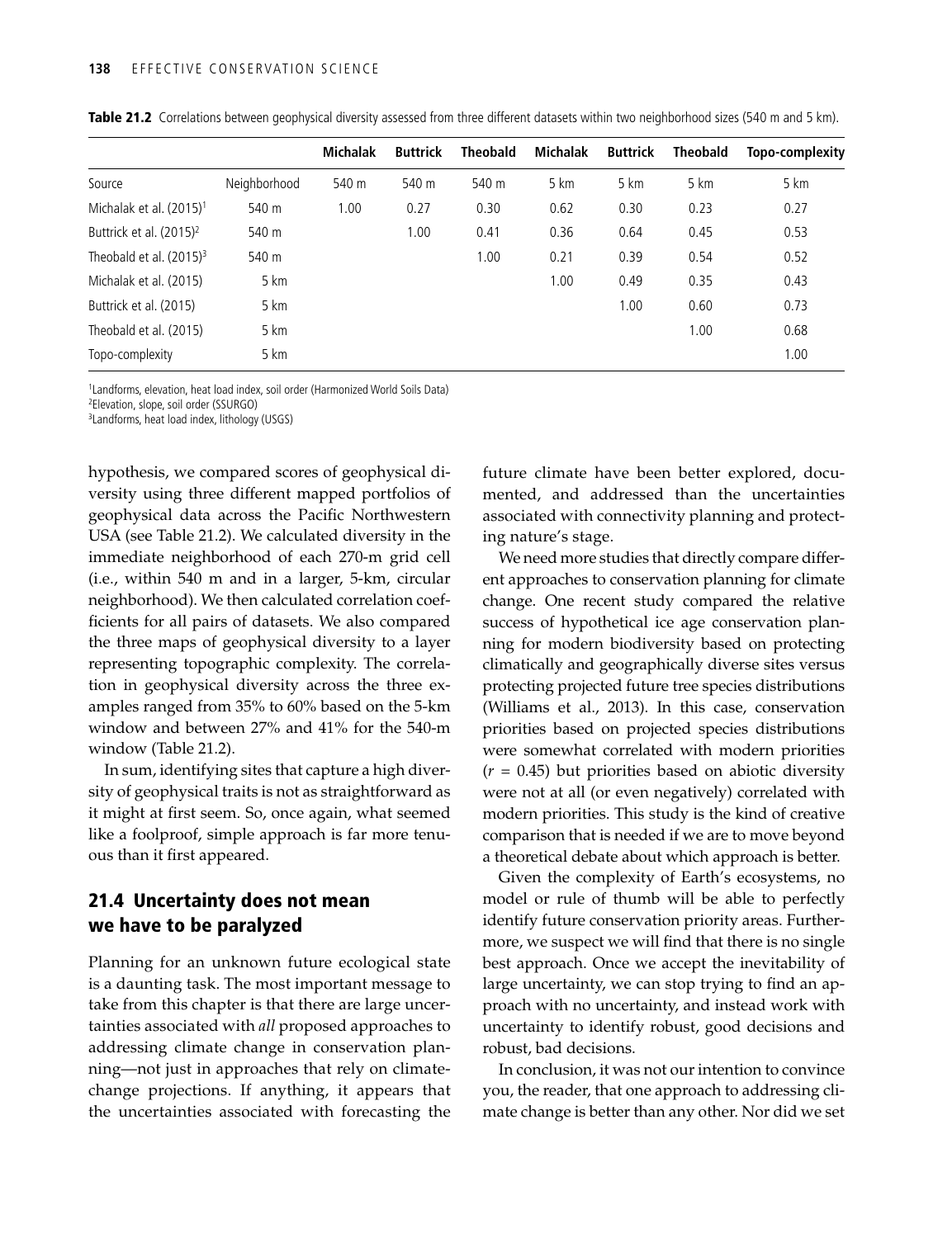**Table 21.2** Correlations between geophysical diversity assessed from three different datasets within two neighborhood sizes (540 m and 5 km).

| | | Michalak | Buttrick | Theobald | Michalak | Buttrick | Theobald | Topo-complexity |
|---|---|---|---|---|---|---|---|---|
| Source | Neighborhood | 540 m | 540 m | 540 m | 5 km | 5 km | 5 km | 5 km |
| Michalak et al. (2015)[1] | 540 m | 1.00 | 0.27 | 0.30 | 0.62 | 0.30 | 0.23 | 0.27 |
| Buttrick et al. (2015)[2] | 540 m | | 1.00 | 0.41 | 0.36 | 0.64 | 0.45 | 0.53 |
| Theobald et al. (2015)[3] | 540 m | | | 1.00 | 0.21 | 0.39 | 0.54 | 0.52 |
| Michalak et al. (2015) | 5 km | | | | 1.00 | 0.49 | 0.35 | 0.43 |
| Buttrick et al. (2015) | 5 km | | | | | 1.00 | 0.60 | 0.73 |
| Theobald et al. (2015) | 5 km | | | | | | 1.00 | 0.68 |
| Topo-complexity | 5 km | | | | | | | 1.00 |

[1]Landforms, elevation, heat load index, soil order (Harmonized World Soils Data)
[2]Elevation, slope, soil order (SSURGO)
[3]Landforms, heat load index, lithology (USGS)

hypothesis, we compared scores of geophysical diversity using three different mapped portfolios of geophysical data across the Pacific Northwestern USA (see Table 21.2). We calculated diversity in the immediate neighborhood of each 270-m grid cell (i.e., within 540 m and in a larger, 5-km, circular neighborhood). We then calculated correlation coefficients for all pairs of datasets. We also compared the three maps of geophysical diversity to a layer representing topographic complexity. The correlation in geophysical diversity across the three examples ranged from 35% to 60% based on the 5-km window and between 27% and 41% for the 540-m window (Table 21.2).

In sum, identifying sites that capture a high diversity of geophysical traits is not as straightforward as it might at first seem. So, once again, what seemed like a foolproof, simple approach is far more tenuous than it first appeared.

## 21.4 Uncertainty does not mean we have to be paralyzed

Planning for an unknown future ecological state is a daunting task. The most important message to take from this chapter is that there are large uncertainties associated with *all* proposed approaches to addressing climate change in conservation planning—not just in approaches that rely on climate-change projections. If anything, it appears that the uncertainties associated with forecasting the future climate have been better explored, documented, and addressed than the uncertainties associated with connectivity planning and protecting nature's stage.

We need more studies that directly compare different approaches to conservation planning for climate change. One recent study compared the relative success of hypothetical ice age conservation planning for modern biodiversity based on protecting climatically and geographically diverse sites versus protecting projected future tree species distributions (Williams et al., 2013). In this case, conservation priorities based on projected species distributions were somewhat correlated with modern priorities ($r$ = 0.45) but priorities based on abiotic diversity were not at all (or even negatively) correlated with modern priorities. This study is the kind of creative comparison that is needed if we are to move beyond a theoretical debate about which approach is better.

Given the complexity of Earth's ecosystems, no model or rule of thumb will be able to perfectly identify future conservation priority areas. Furthermore, we suspect we will find that there is no single best approach. Once we accept the inevitability of large uncertainty, we can stop trying to find an approach with no uncertainty, and instead work with uncertainty to identify robust, good decisions and robust, bad decisions.

In conclusion, it was not our intention to convince you, the reader, that one approach to addressing climate change is better than any other. Nor did we set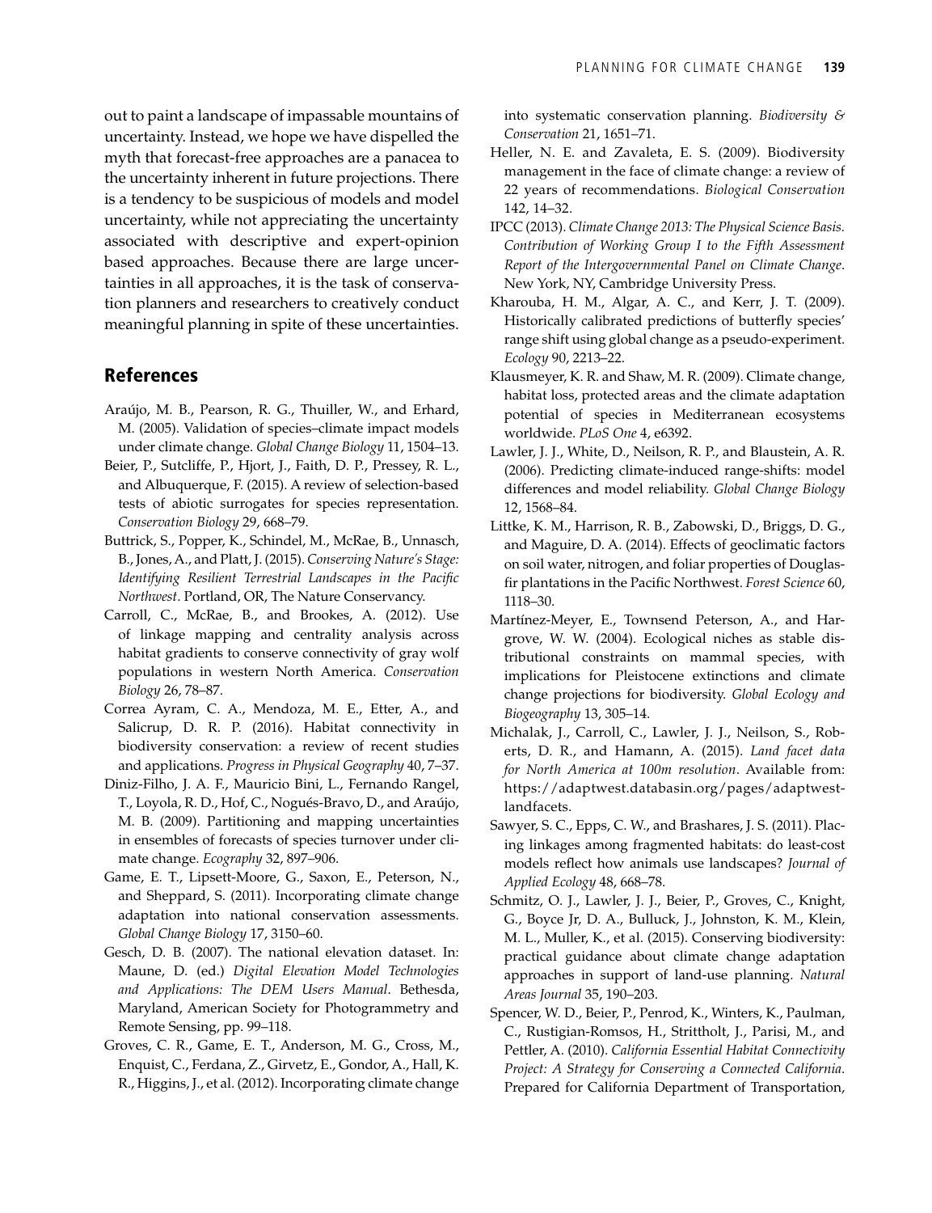out to paint a landscape of impassable mountains of uncertainty. Instead, we hope we have dispelled the myth that forecast-free approaches are a panacea to the uncertainty inherent in future projections. There is a tendency to be suspicious of models and model uncertainty, while not appreciating the uncertainty associated with descriptive and expert-opinion based approaches. Because there are large uncertainties in all approaches, it is the task of conservation planners and researchers to creatively conduct meaningful planning in spite of these uncertainties.

## References

Araújo, M. B., Pearson, R. G., Thuiller, W., and Erhard, M. (2005). Validation of species–climate impact models under climate change. *Global Change Biology* 11, 1504–13.

Beier, P., Sutcliffe, P., Hjort, J., Faith, D. P., Pressey, R. L., and Albuquerque, F. (2015). A review of selection-based tests of abiotic surrogates for species representation. *Conservation Biology* 29, 668–79.

Buttrick, S., Popper, K., Schindel, M., McRae, B., Unnasch, B., Jones, A., and Platt, J. (2015). *Conserving Nature's Stage: Identifying Resilient Terrestrial Landscapes in the Pacific Northwest*. Portland, OR, The Nature Conservancy.

Carroll, C., McRae, B., and Brookes, A. (2012). Use of linkage mapping and centrality analysis across habitat gradients to conserve connectivity of gray wolf populations in western North America. *Conservation Biology* 26, 78–87.

Correa Ayram, C. A., Mendoza, M. E., Etter, A., and Salicrup, D. R. P. (2016). Habitat connectivity in biodiversity conservation: a review of recent studies and applications. *Progress in Physical Geography* 40, 7–37.

Diniz-Filho, J. A. F., Mauricio Bini, L., Fernando Rangel, T., Loyola, R. D., Hof, C., Nogués-Bravo, D., and Araújo, M. B. (2009). Partitioning and mapping uncertainties in ensembles of forecasts of species turnover under climate change. *Ecography* 32, 897–906.

Game, E. T., Lipsett-Moore, G., Saxon, E., Peterson, N., and Sheppard, S. (2011). Incorporating climate change adaptation into national conservation assessments. *Global Change Biology* 17, 3150–60.

Gesch, D. B. (2007). The national elevation dataset. In: Maune, D. (ed.) *Digital Elevation Model Technologies and Applications: The DEM Users Manual*. Bethesda, Maryland, American Society for Photogrammetry and Remote Sensing, pp. 99–118.

Groves, C. R., Game, E. T., Anderson, M. G., Cross, M., Enquist, C., Ferdana, Z., Girvetz, E., Gondor, A., Hall, K. R., Higgins, J., et al. (2012). Incorporating climate change into systematic conservation planning. *Biodiversity & Conservation* 21, 1651–71.

Heller, N. E. and Zavaleta, E. S. (2009). Biodiversity management in the face of climate change: a review of 22 years of recommendations. *Biological Conservation* 142, 14–32.

IPCC (2013). *Climate Change 2013: The Physical Science Basis. Contribution of Working Group I to the Fifth Assessment Report of the Intergovernmental Panel on Climate Change*. New York, NY, Cambridge University Press.

Kharouba, H. M., Algar, A. C., and Kerr, J. T. (2009). Historically calibrated predictions of butterfly species' range shift using global change as a pseudo-experiment. *Ecology* 90, 2213–22.

Klausmeyer, K. R. and Shaw, M. R. (2009). Climate change, habitat loss, protected areas and the climate adaptation potential of species in Mediterranean ecosystems worldwide. *PLoS One* 4, e6392.

Lawler, J. J., White, D., Neilson, R. P., and Blaustein, A. R. (2006). Predicting climate-induced range-shifts: model differences and model reliability. *Global Change Biology* 12, 1568–84.

Littke, K. M., Harrison, R. B., Zabowski, D., Briggs, D. G., and Maguire, D. A. (2014). Effects of geoclimatic factors on soil water, nitrogen, and foliar properties of Douglas-fir plantations in the Pacific Northwest. *Forest Science* 60, 1118–30.

Martínez-Meyer, E., Townsend Peterson, A., and Hargrove, W. W. (2004). Ecological niches as stable distributional constraints on mammal species, with implications for Pleistocene extinctions and climate change projections for biodiversity. *Global Ecology and Biogeography* 13, 305–14.

Michalak, J., Carroll, C., Lawler, J. J., Neilson, S., Roberts, D. R., and Hamann, A. (2015). *Land facet data for North America at 100m resolution*. Available from: https://adaptwest.databasin.org/pages/adaptwest-landfacets.

Sawyer, S. C., Epps, C. W., and Brashares, J. S. (2011). Placing linkages among fragmented habitats: do least-cost models reflect how animals use landscapes? *Journal of Applied Ecology* 48, 668–78.

Schmitz, O. J., Lawler, J. J., Beier, P., Groves, C., Knight, G., Boyce Jr, D. A., Bulluck, J., Johnston, K. M., Klein, M. L., Muller, K., et al. (2015). Conserving biodiversity: practical guidance about climate change adaptation approaches in support of land-use planning. *Natural Areas Journal* 35, 190–203.

Spencer, W. D., Beier, P., Penrod, K., Winters, K., Paulman, C., Rustigian-Romsos, H., Strittholt, J., Parisi, M., and Pettler, A. (2010). *California Essential Habitat Connectivity Project: A Strategy for Conserving a Connected California*. Prepared for California Department of Transportation,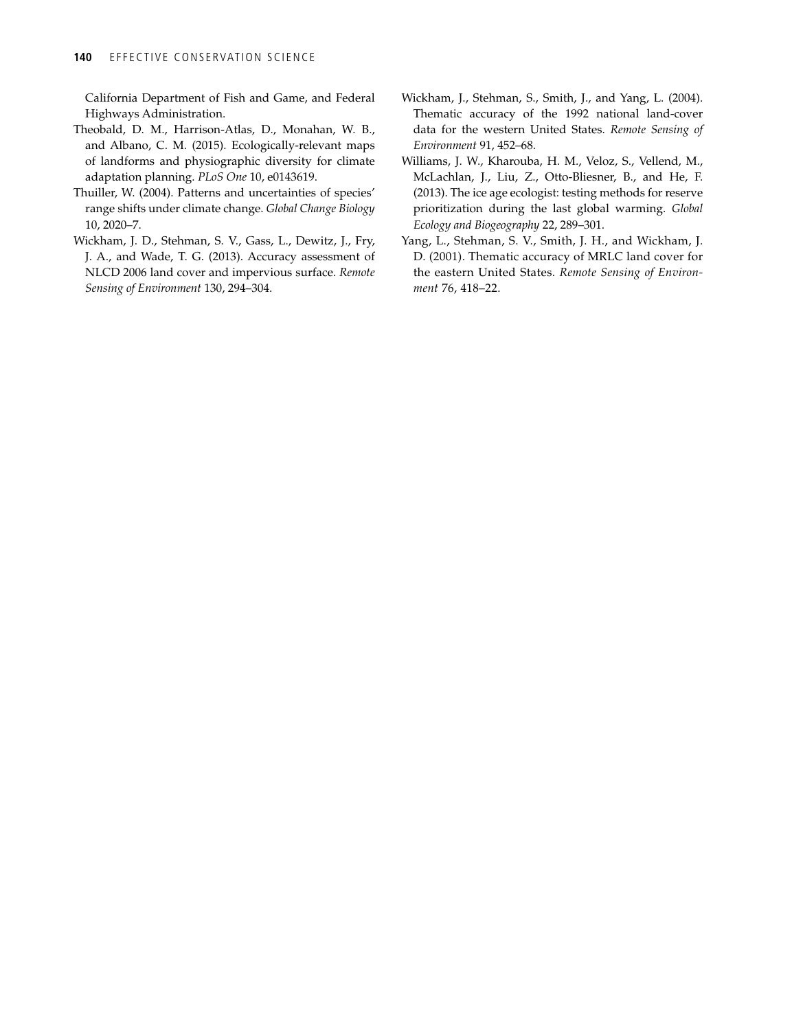California Department of Fish and Game, and Federal Highways Administration.

Theobald, D. M., Harrison-Atlas, D., Monahan, W. B., and Albano, C. M. (2015). Ecologically-relevant maps of landforms and physiographic diversity for climate adaptation planning. *PLoS One* 10, e0143619.

Thuiller, W. (2004). Patterns and uncertainties of species' range shifts under climate change. *Global Change Biology* 10, 2020–7.

Wickham, J. D., Stehman, S. V., Gass, L., Dewitz, J., Fry, J. A., and Wade, T. G. (2013). Accuracy assessment of NLCD 2006 land cover and impervious surface. *Remote Sensing of Environment* 130, 294–304.

Wickham, J., Stehman, S., Smith, J., and Yang, L. (2004). Thematic accuracy of the 1992 national land-cover data for the western United States. *Remote Sensing of Environment* 91, 452–68.

Williams, J. W., Kharouba, H. M., Veloz, S., Vellend, M., McLachlan, J., Liu, Z., Otto-Bliesner, B., and He, F. (2013). The ice age ecologist: testing methods for reserve prioritization during the last global warming. *Global Ecology and Biogeography* 22, 289–301.

Yang, L., Stehman, S. V., Smith, J. H., and Wickham, J. D. (2001). Thematic accuracy of MRLC land cover for the eastern United States. *Remote Sensing of Environment* 76, 418–22.